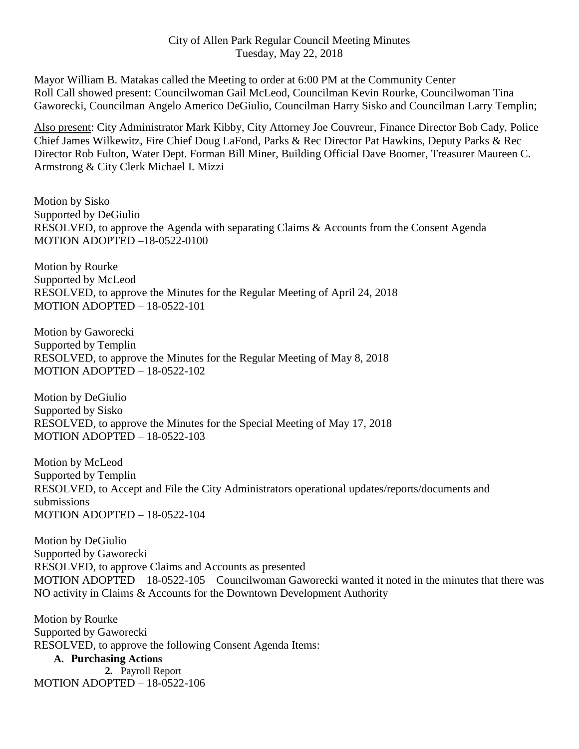City of Allen Park Regular Council Meeting Minutes
Tuesday, May 22, 2018

Mayor William B. Matakas called the Meeting to order at 6:00 PM at the Community Center
Roll Call showed present: Councilwoman Gail McLeod, Councilman Kevin Rourke, Councilwoman Tina Gaworecki, Councilman Angelo Americo DeGiulio, Councilman Harry Sisko and Councilman Larry Templin;

Also present: City Administrator Mark Kibby, City Attorney Joe Couvreur, Finance Director Bob Cady, Police Chief James Wilkewitz, Fire Chief Doug LaFond, Parks & Rec Director Pat Hawkins, Deputy Parks & Rec Director Rob Fulton, Water Dept. Forman Bill Miner, Building Official Dave Boomer, Treasurer Maureen C. Armstrong & City Clerk Michael I. Mizzi

Motion by Sisko
Supported by DeGiulio
RESOLVED, to approve the Agenda with separating Claims & Accounts from the Consent Agenda
MOTION ADOPTED –18-0522-0100

Motion by Rourke
Supported by McLeod
RESOLVED, to approve the Minutes for the Regular Meeting of April 24, 2018
MOTION ADOPTED – 18-0522-101

Motion by Gaworecki
Supported by Templin
RESOLVED, to approve the Minutes for the Regular Meeting of May 8, 2018
MOTION ADOPTED – 18-0522-102

Motion by DeGiulio
Supported by Sisko
RESOLVED, to approve the Minutes for the Special Meeting of May 17, 2018
MOTION ADOPTED – 18-0522-103

Motion by McLeod
Supported by Templin
RESOLVED, to Accept and File the City Administrators operational updates/reports/documents and submissions
MOTION ADOPTED – 18-0522-104

Motion by DeGiulio
Supported by Gaworecki
RESOLVED, to approve Claims and Accounts as presented
MOTION ADOPTED – 18-0522-105 – Councilwoman Gaworecki wanted it noted in the minutes that there was NO activity in Claims & Accounts for the Downtown Development Authority

Motion by Rourke
Supported by Gaworecki
RESOLVED, to approve the following Consent Agenda Items:

**A. Purchasing Actions**

  **2.** Payroll Report

MOTION ADOPTED – 18-0522-106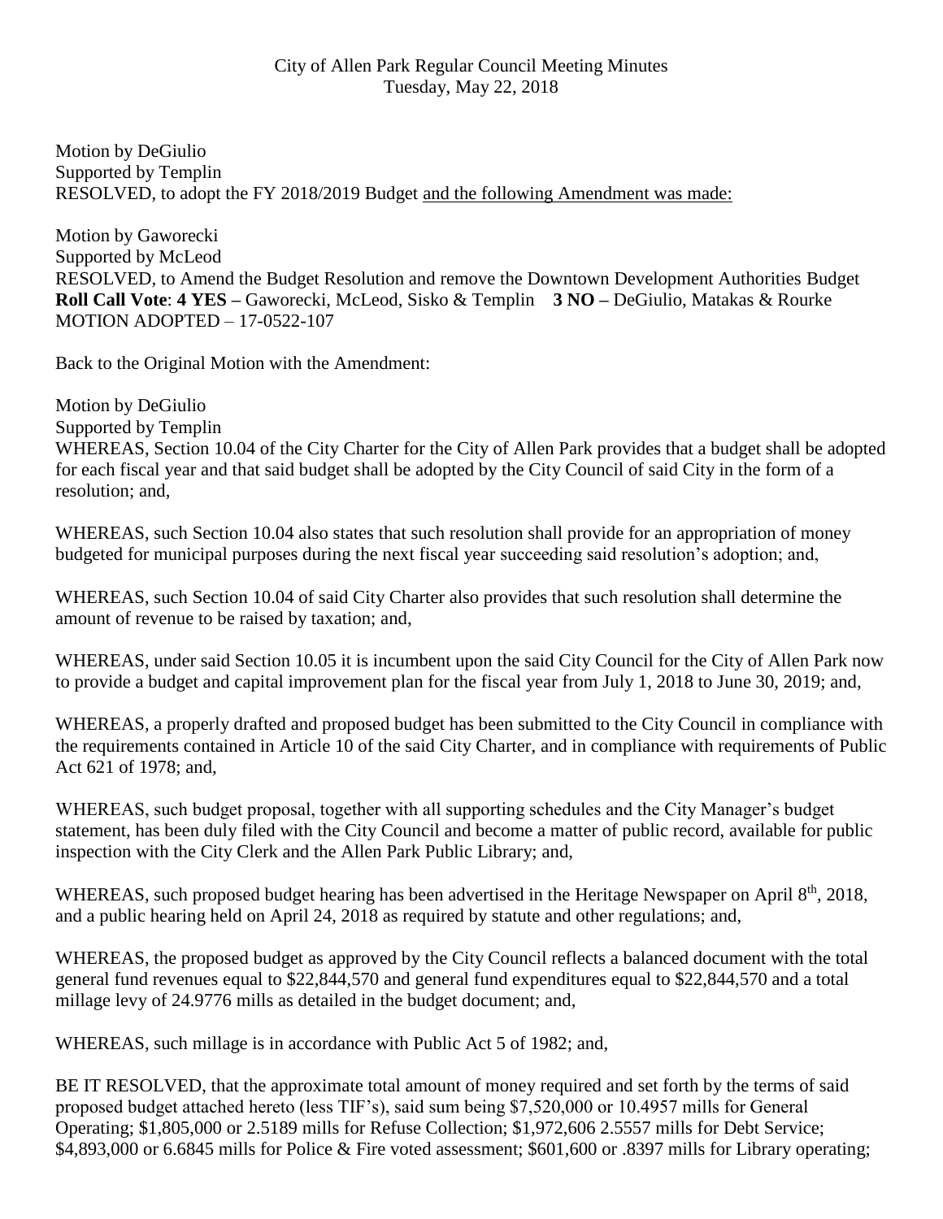City of Allen Park Regular Council Meeting Minutes
Tuesday, May 22, 2018

Motion by DeGiulio
Supported by Templin
RESOLVED, to adopt the FY 2018/2019 Budget and the following Amendment was made:

Motion by Gaworecki
Supported by McLeod
RESOLVED, to Amend the Budget Resolution and remove the Downtown Development Authorities Budget
**Roll Call Vote**: **4 YES –** Gaworecki, McLeod, Sisko & Templin **3 NO –** DeGiulio, Matakas & Rourke
MOTION ADOPTED – 17-0522-107

Back to the Original Motion with the Amendment:

Motion by DeGiulio
Supported by Templin
WHEREAS, Section 10.04 of the City Charter for the City of Allen Park provides that a budget shall be adopted for each fiscal year and that said budget shall be adopted by the City Council of said City in the form of a resolution; and,

WHEREAS, such Section 10.04 also states that such resolution shall provide for an appropriation of money budgeted for municipal purposes during the next fiscal year succeeding said resolution's adoption; and,

WHEREAS, such Section 10.04 of said City Charter also provides that such resolution shall determine the amount of revenue to be raised by taxation; and,

WHEREAS, under said Section 10.05 it is incumbent upon the said City Council for the City of Allen Park now to provide a budget and capital improvement plan for the fiscal year from July 1, 2018 to June 30, 2019; and,

WHEREAS, a properly drafted and proposed budget has been submitted to the City Council in compliance with the requirements contained in Article 10 of the said City Charter, and in compliance with requirements of Public Act 621 of 1978; and,

WHEREAS, such budget proposal, together with all supporting schedules and the City Manager's budget statement, has been duly filed with the City Council and become a matter of public record, available for public inspection with the City Clerk and the Allen Park Public Library; and,

WHEREAS, such proposed budget hearing has been advertised in the Heritage Newspaper on April 8th, 2018, and a public hearing held on April 24, 2018 as required by statute and other regulations; and,

WHEREAS, the proposed budget as approved by the City Council reflects a balanced document with the total general fund revenues equal to $22,844,570 and general fund expenditures equal to $22,844,570 and a total millage levy of 24.9776 mills as detailed in the budget document; and,

WHEREAS, such millage is in accordance with Public Act 5 of 1982; and,

BE IT RESOLVED, that the approximate total amount of money required and set forth by the terms of said proposed budget attached hereto (less TIF's), said sum being $7,520,000 or 10.4957 mills for General Operating; $1,805,000 or 2.5189 mills for Refuse Collection; $1,972,606 2.5557 mills for Debt Service; $4,893,000 or 6.6845 mills for Police & Fire voted assessment; $601,600 or .8397 mills for Library operating;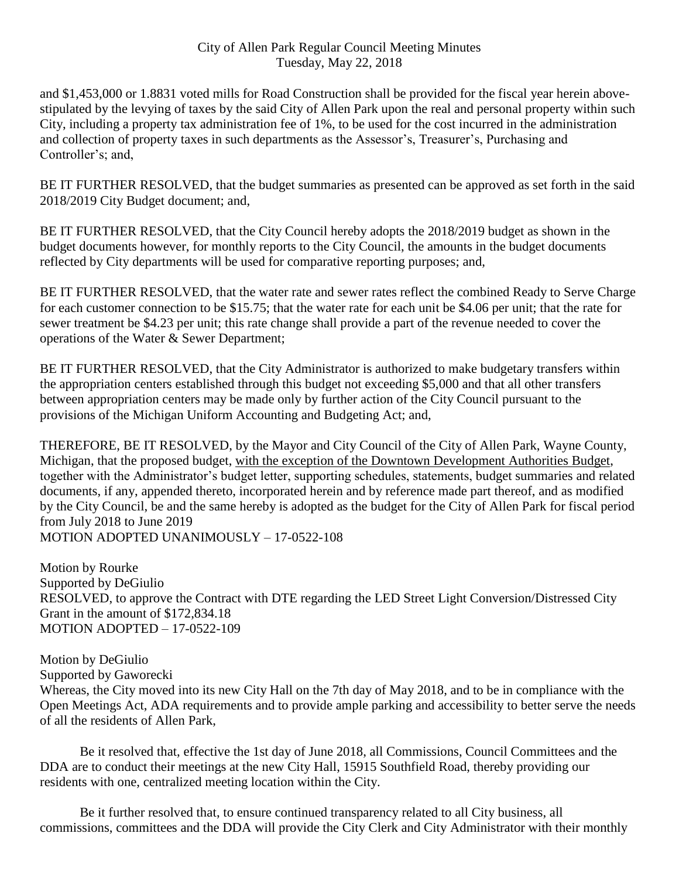and $1,453,000 or 1.8831 voted mills for Road Construction shall be provided for the fiscal year herein above-stipulated by the levying of taxes by the said City of Allen Park upon the real and personal property within such City, including a property tax administration fee of 1%, to be used for the cost incurred in the administration and collection of property taxes in such departments as the Assessor's, Treasurer's, Purchasing and Controller's; and,

BE IT FURTHER RESOLVED, that the budget summaries as presented can be approved as set forth in the said 2018/2019 City Budget document; and,

BE IT FURTHER RESOLVED, that the City Council hereby adopts the 2018/2019 budget as shown in the budget documents however, for monthly reports to the City Council, the amounts in the budget documents reflected by City departments will be used for comparative reporting purposes; and,

BE IT FURTHER RESOLVED, that the water rate and sewer rates reflect the combined Ready to Serve Charge for each customer connection to be $15.75; that the water rate for each unit be $4.06 per unit; that the rate for sewer treatment be $4.23 per unit; this rate change shall provide a part of the revenue needed to cover the operations of the Water & Sewer Department;

BE IT FURTHER RESOLVED, that the City Administrator is authorized to make budgetary transfers within the appropriation centers established through this budget not exceeding $5,000 and that all other transfers between appropriation centers may be made only by further action of the City Council pursuant to the provisions of the Michigan Uniform Accounting and Budgeting Act; and,

THEREFORE, BE IT RESOLVED, by the Mayor and City Council of the City of Allen Park, Wayne County, Michigan, that the proposed budget, <u>with the exception of the Downtown Development Authorities Budget</u>, together with the Administrator's budget letter, supporting schedules, statements, budget summaries and related documents, if any, appended thereto, incorporated herein and by reference made part thereof, and as modified by the City Council, be and the same hereby is adopted as the budget for the City of Allen Park for fiscal period from July 2018 to June 2019
MOTION ADOPTED UNANIMOUSLY – 17-0522-108

Motion by Rourke
Supported by DeGiulio
RESOLVED, to approve the Contract with DTE regarding the LED Street Light Conversion/Distressed City Grant in the amount of $172,834.18
MOTION ADOPTED – 17-0522-109

Motion by DeGiulio
Supported by Gaworecki
Whereas, the City moved into its new City Hall on the 7th day of May 2018, and to be in compliance with the Open Meetings Act, ADA requirements and to provide ample parking and accessibility to better serve the needs of all the residents of Allen Park,

Be it resolved that, effective the 1st day of June 2018, all Commissions, Council Committees and the DDA are to conduct their meetings at the new City Hall, 15915 Southfield Road, thereby providing our residents with one, centralized meeting location within the City.

Be it further resolved that, to ensure continued transparency related to all City business, all commissions, committees and the DDA will provide the City Clerk and City Administrator with their monthly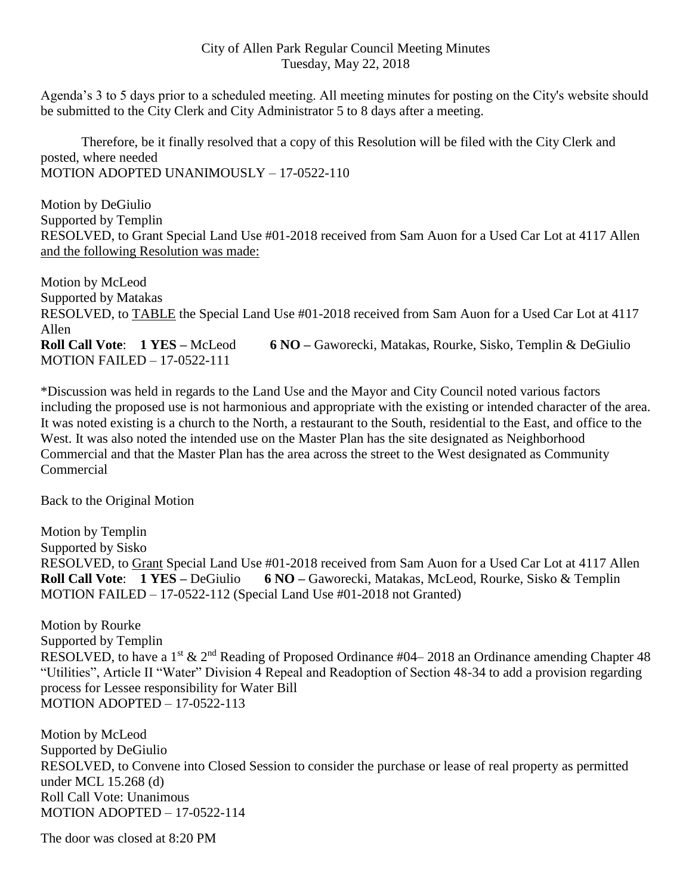City of Allen Park Regular Council Meeting Minutes
Tuesday, May 22, 2018

Agenda's 3 to 5 days prior to a scheduled meeting. All meeting minutes for posting on the City's website should be submitted to the City Clerk and City Administrator 5 to 8 days after a meeting.

Therefore, be it finally resolved that a copy of this Resolution will be filed with the City Clerk and posted, where needed
MOTION ADOPTED UNANIMOUSLY – 17-0522-110

Motion by DeGiulio
Supported by Templin
RESOLVED, to Grant Special Land Use #01-2018 received from Sam Auon for a Used Car Lot at 4117 Allen <u>and the following Resolution was made:</u>

Motion by McLeod
Supported by Matakas
RESOLVED, to <u>TABLE</u> the Special Land Use #01-2018 received from Sam Auon for a Used Car Lot at 4117 Allen
**Roll Call Vote**: **1 YES –** McLeod **6 NO –** Gaworecki, Matakas, Rourke, Sisko, Templin & DeGiulio
MOTION FAILED – 17-0522-111

*Discussion was held in regards to the Land Use and the Mayor and City Council noted various factors including the proposed use is not harmonious and appropriate with the existing or intended character of the area. It was noted existing is a church to the North, a restaurant to the South, residential to the East, and office to the West. It was also noted the intended use on the Master Plan has the site designated as Neighborhood Commercial and that the Master Plan has the area across the street to the West designated as Community Commercial

Back to the Original Motion

Motion by Templin
Supported by Sisko
RESOLVED, to <u>Grant</u> Special Land Use #01-2018 received from Sam Auon for a Used Car Lot at 4117 Allen
**Roll Call Vote**: **1 YES –** DeGiulio **6 NO –** Gaworecki, Matakas, McLeod, Rourke, Sisko & Templin
MOTION FAILED – 17-0522-112 (Special Land Use #01-2018 not Granted)

Motion by Rourke
Supported by Templin
RESOLVED, to have a 1st & 2nd Reading of Proposed Ordinance #04– 2018 an Ordinance amending Chapter 48 "Utilities", Article II "Water" Division 4 Repeal and Readoption of Section 48-34 to add a provision regarding process for Lessee responsibility for Water Bill
MOTION ADOPTED – 17-0522-113

Motion by McLeod
Supported by DeGiulio
RESOLVED, to Convene into Closed Session to consider the purchase or lease of real property as permitted under MCL 15.268 (d)
Roll Call Vote: Unanimous
MOTION ADOPTED – 17-0522-114

The door was closed at 8:20 PM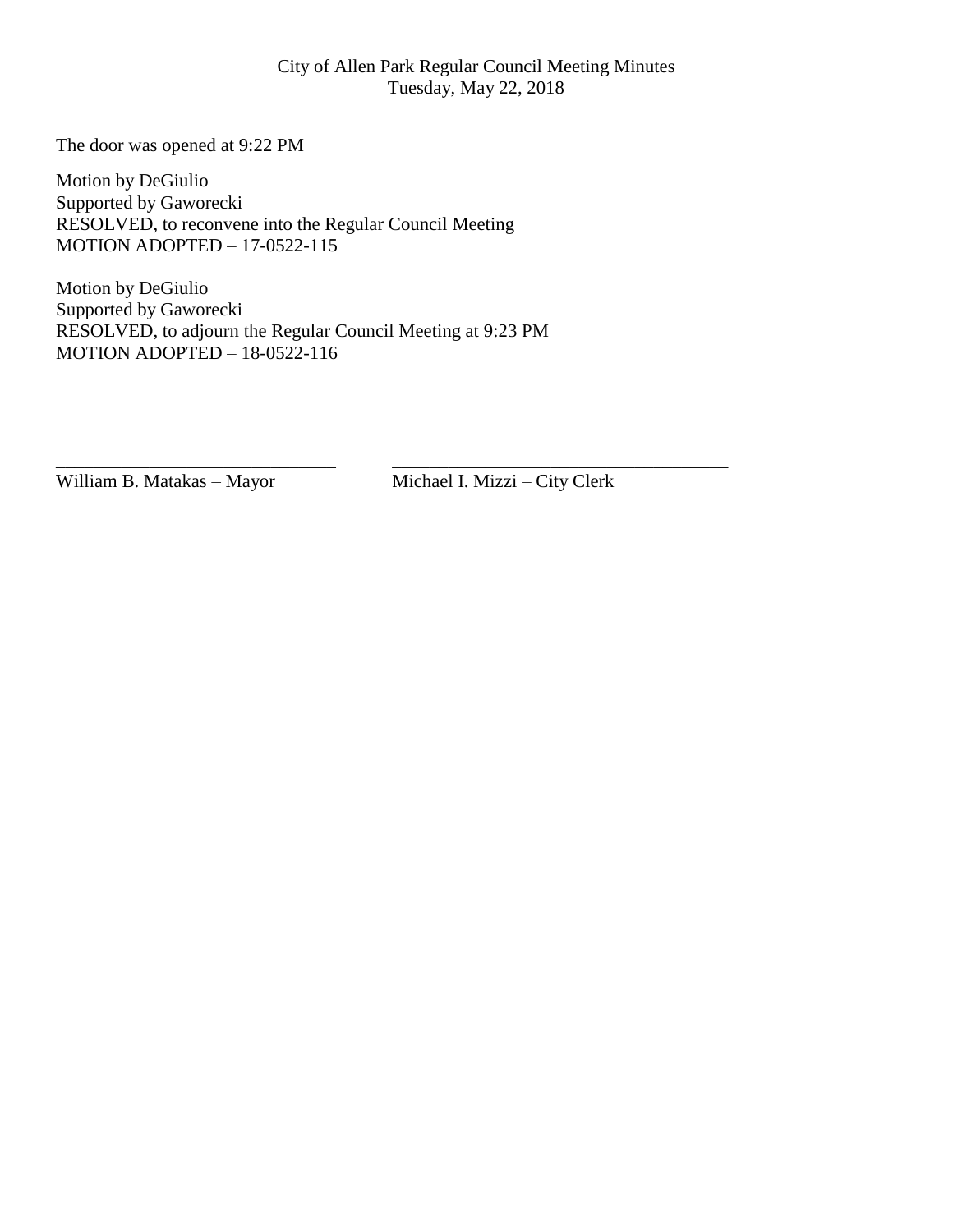City of Allen Park Regular Council Meeting Minutes
Tuesday, May 22, 2018

The door was opened at 9:22 PM

Motion by DeGiulio
Supported by Gaworecki
RESOLVED, to reconvene into the Regular Council Meeting
MOTION ADOPTED – 17-0522-115

Motion by DeGiulio
Supported by Gaworecki
RESOLVED, to adjourn the Regular Council Meeting at 9:23 PM
MOTION ADOPTED – 18-0522-116

_______________________________ _____________________________________
William B. Matakas – Mayor Michael I. Mizzi – City Clerk